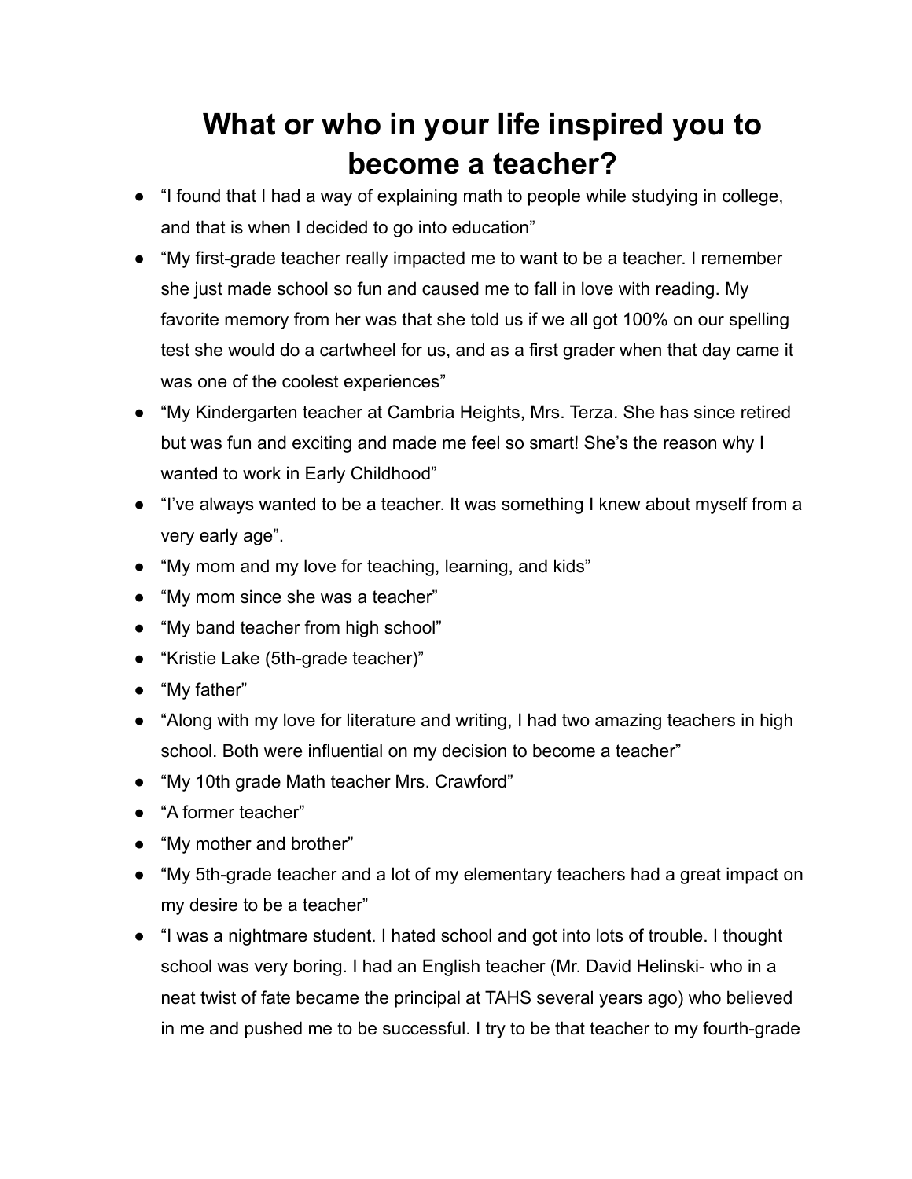# What or who in your life inspired you to become a teacher?

- "I found that I had a way of explaining math to people while studying in college, and that is when I decided to go into education"
- "My first-grade teacher really impacted me to want to be a teacher. I remember she just made school so fun and caused me to fall in love with reading. My favorite memory from her was that she told us if we all got 100% on our spelling test she would do a cartwheel for us, and as a first grader when that day came it was one of the coolest experiences"
- "My Kindergarten teacher at Cambria Heights, Mrs. Terza. She has since retired but was fun and exciting and made me feel so smart! She's the reason why I wanted to work in Early Childhood"
- "I've always wanted to be a teacher. It was something I knew about myself from a very early age".
- "My mom and my love for teaching, learning, and kids"
- "My mom since she was a teacher"
- "My band teacher from high school"
- "Kristie Lake (5th-grade teacher)"
- "My father"
- "Along with my love for literature and writing, I had two amazing teachers in high school. Both were influential on my decision to become a teacher"
- "My 10th grade Math teacher Mrs. Crawford"
- "A former teacher"
- "My mother and brother"
- "My 5th-grade teacher and a lot of my elementary teachers had a great impact on my desire to be a teacher"
- "I was a nightmare student. I hated school and got into lots of trouble. I thought school was very boring. I had an English teacher (Mr. David Helinski- who in a neat twist of fate became the principal at TAHS several years ago) who believed in me and pushed me to be successful. I try to be that teacher to my fourth-grade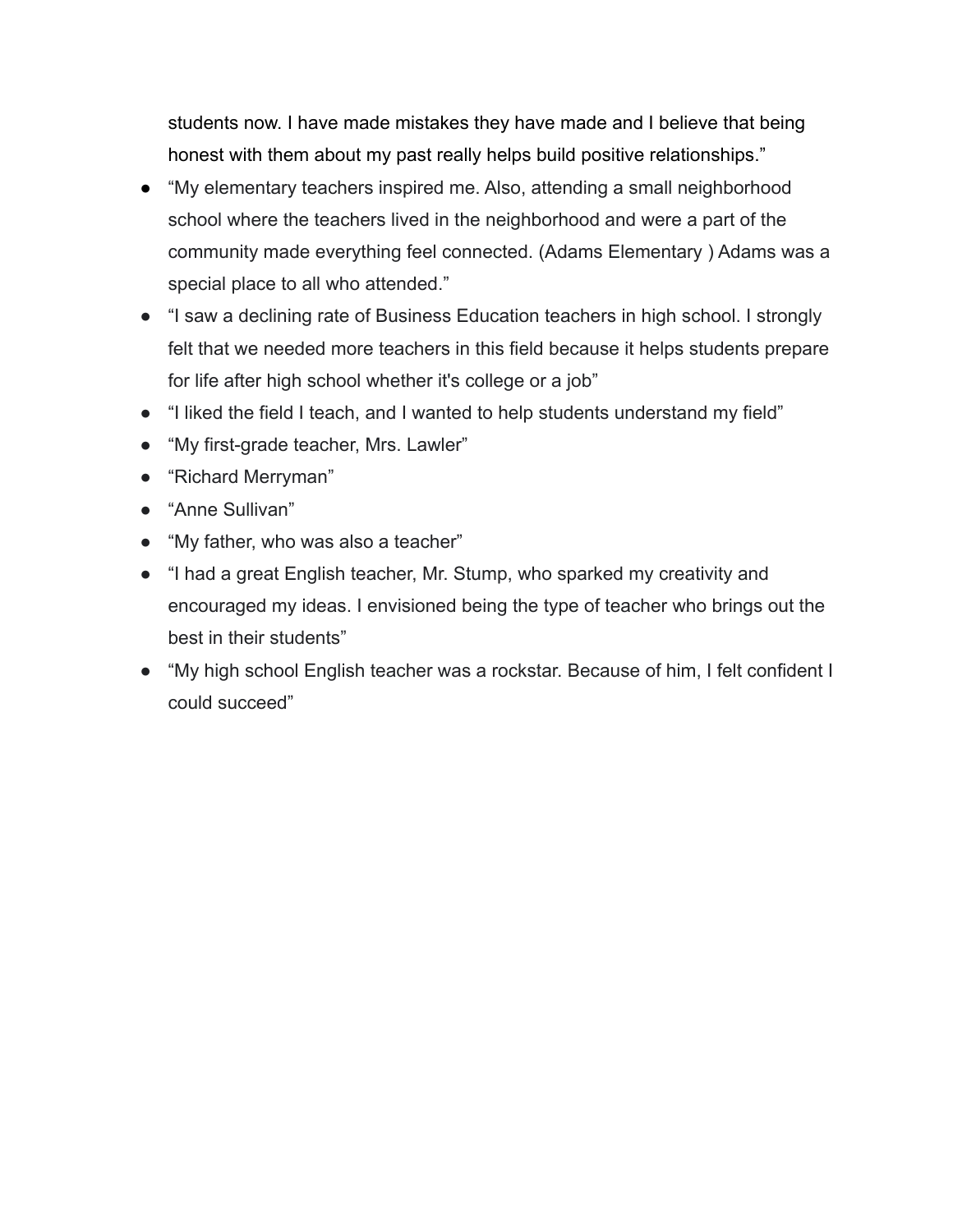students now. I have made mistakes they have made and I believe that being honest with them about my past really helps build positive relationships."

- "My elementary teachers inspired me. Also, attending a small neighborhood school where the teachers lived in the neighborhood and were a part of the community made everything feel connected. (Adams Elementary ) Adams was a special place to all who attended."
- "I saw a declining rate of Business Education teachers in high school. I strongly felt that we needed more teachers in this field because it helps students prepare for life after high school whether it's college or a job"
- "I liked the field I teach, and I wanted to help students understand my field"
- "My first-grade teacher, Mrs. Lawler"
- "Richard Merryman"
- "Anne Sullivan"
- "My father, who was also a teacher"
- "I had a great English teacher, Mr. Stump, who sparked my creativity and encouraged my ideas. I envisioned being the type of teacher who brings out the best in their students"
- "My high school English teacher was a rockstar. Because of him, I felt confident I could succeed"